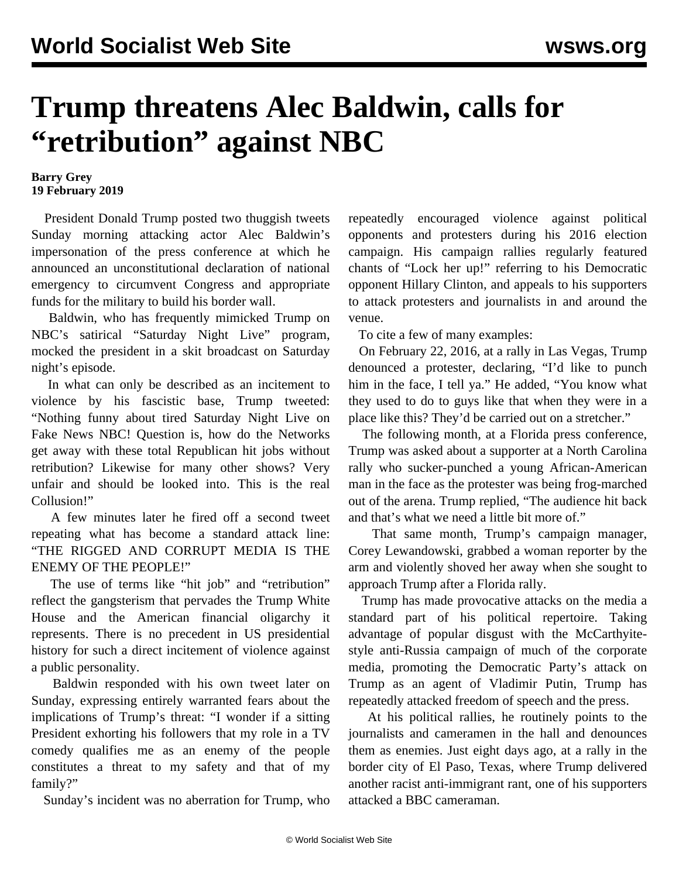# Trump threatens Alec Baldwin, calls for "retribution" against NBC

**Barry Grey**
**19 February 2019**

President Donald Trump posted two thuggish tweets Sunday morning attacking actor Alec Baldwin's impersonation of the press conference at which he announced an unconstitutional declaration of national emergency to circumvent Congress and appropriate funds for the military to build his border wall.

Baldwin, who has frequently mimicked Trump on NBC's satirical "Saturday Night Live" program, mocked the president in a skit broadcast on Saturday night's episode.

In what can only be described as an incitement to violence by his fascistic base, Trump tweeted: "Nothing funny about tired Saturday Night Live on Fake News NBC! Question is, how do the Networks get away with these total Republican hit jobs without retribution? Likewise for many other shows? Very unfair and should be looked into. This is the real Collusion!"

A few minutes later he fired off a second tweet repeating what has become a standard attack line: "THE RIGGED AND CORRUPT MEDIA IS THE ENEMY OF THE PEOPLE!"

The use of terms like "hit job" and "retribution" reflect the gangsterism that pervades the Trump White House and the American financial oligarchy it represents. There is no precedent in US presidential history for such a direct incitement of violence against a public personality.

Baldwin responded with his own tweet later on Sunday, expressing entirely warranted fears about the implications of Trump's threat: "I wonder if a sitting President exhorting his followers that my role in a TV comedy qualifies me as an enemy of the people constitutes a threat to my safety and that of my family?"

Sunday's incident was no aberration for Trump, who repeatedly encouraged violence against political opponents and protesters during his 2016 election campaign. His campaign rallies regularly featured chants of "Lock her up!" referring to his Democratic opponent Hillary Clinton, and appeals to his supporters to attack protesters and journalists in and around the venue.

To cite a few of many examples:

On February 22, 2016, at a rally in Las Vegas, Trump denounced a protester, declaring, "I'd like to punch him in the face, I tell ya." He added, "You know what they used to do to guys like that when they were in a place like this? They'd be carried out on a stretcher."

The following month, at a Florida press conference, Trump was asked about a supporter at a North Carolina rally who sucker-punched a young African-American man in the face as the protester was being frog-marched out of the arena. Trump replied, "The audience hit back and that's what we need a little bit more of."

That same month, Trump's campaign manager, Corey Lewandowski, grabbed a woman reporter by the arm and violently shoved her away when she sought to approach Trump after a Florida rally.

Trump has made provocative attacks on the media a standard part of his political repertoire. Taking advantage of popular disgust with the McCarthyite-style anti-Russia campaign of much of the corporate media, promoting the Democratic Party's attack on Trump as an agent of Vladimir Putin, Trump has repeatedly attacked freedom of speech and the press.

At his political rallies, he routinely points to the journalists and cameramen in the hall and denounces them as enemies. Just eight days ago, at a rally in the border city of El Paso, Texas, where Trump delivered another racist anti-immigrant rant, one of his supporters attacked a BBC cameraman.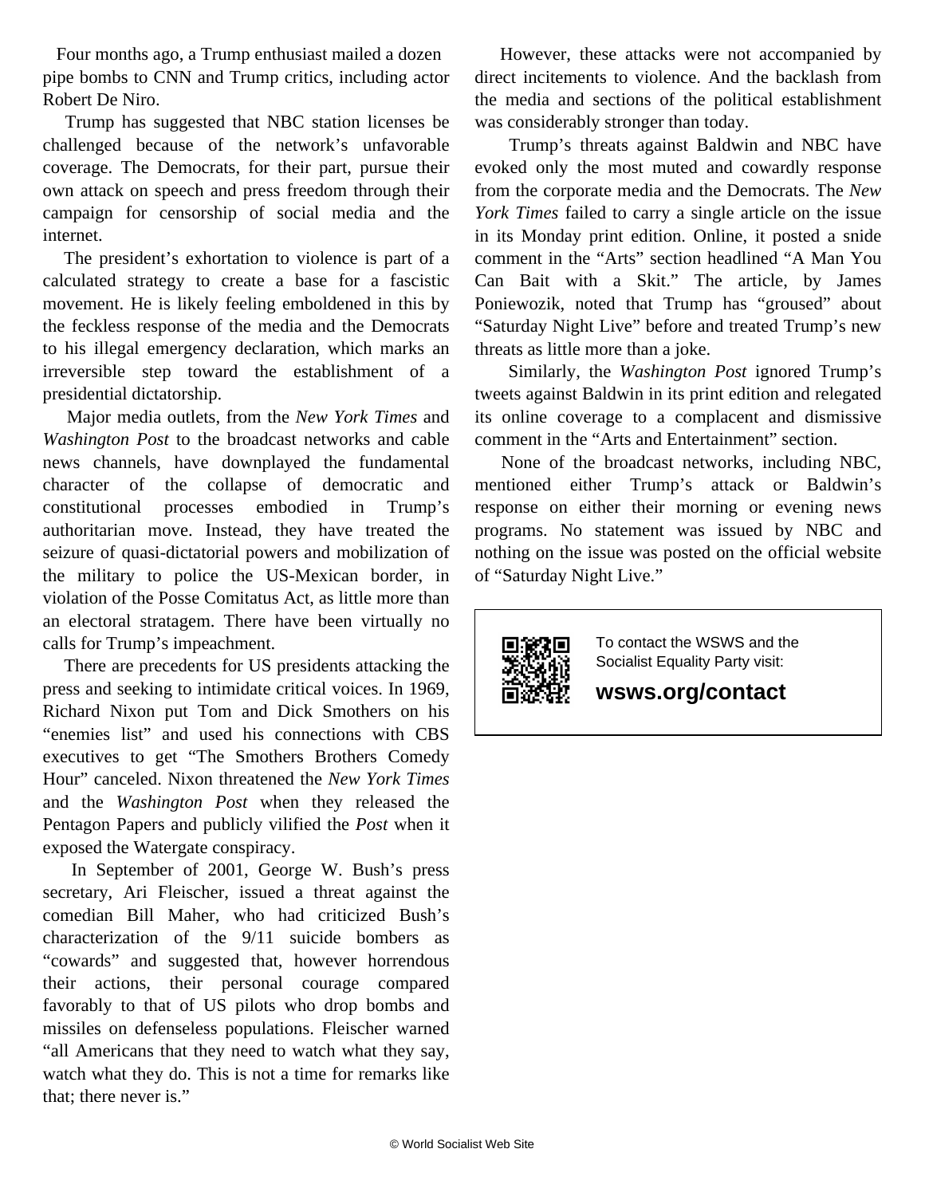Four months ago, a Trump enthusiast mailed a dozen pipe bombs to CNN and Trump critics, including actor Robert De Niro.

Trump has suggested that NBC station licenses be challenged because of the network's unfavorable coverage. The Democrats, for their part, pursue their own attack on speech and press freedom through their campaign for censorship of social media and the internet.

The president's exhortation to violence is part of a calculated strategy to create a base for a fascistic movement. He is likely feeling emboldened in this by the feckless response of the media and the Democrats to his illegal emergency declaration, which marks an irreversible step toward the establishment of a presidential dictatorship.

Major media outlets, from the *New York Times* and *Washington Post* to the broadcast networks and cable news channels, have downplayed the fundamental character of the collapse of democratic and constitutional processes embodied in Trump's authoritarian move. Instead, they have treated the seizure of quasi-dictatorial powers and mobilization of the military to police the US-Mexican border, in violation of the Posse Comitatus Act, as little more than an electoral stratagem. There have been virtually no calls for Trump's impeachment.

There are precedents for US presidents attacking the press and seeking to intimidate critical voices. In 1969, Richard Nixon put Tom and Dick Smothers on his "enemies list" and used his connections with CBS executives to get "The Smothers Brothers Comedy Hour" canceled. Nixon threatened the *New York Times* and the *Washington Post* when they released the Pentagon Papers and publicly vilified the *Post* when it exposed the Watergate conspiracy.

In September of 2001, George W. Bush's press secretary, Ari Fleischer, issued a threat against the comedian Bill Maher, who had criticized Bush's characterization of the 9/11 suicide bombers as "cowards" and suggested that, however horrendous their actions, their personal courage compared favorably to that of US pilots who drop bombs and missiles on defenseless populations. Fleischer warned "all Americans that they need to watch what they say, watch what they do. This is not a time for remarks like that; there never is."

However, these attacks were not accompanied by direct incitements to violence. And the backlash from the media and sections of the political establishment was considerably stronger than today.

Trump's threats against Baldwin and NBC have evoked only the most muted and cowardly response from the corporate media and the Democrats. The *New York Times* failed to carry a single article on the issue in its Monday print edition. Online, it posted a snide comment in the "Arts" section headlined "A Man You Can Bait with a Skit." The article, by James Poniewozik, noted that Trump has "groused" about "Saturday Night Live" before and treated Trump's new threats as little more than a joke.

Similarly, the *Washington Post* ignored Trump's tweets against Baldwin in its print edition and relegated its online coverage to a complacent and dismissive comment in the "Arts and Entertainment" section.

None of the broadcast networks, including NBC, mentioned either Trump's attack or Baldwin's response on either their morning or evening news programs. No statement was issued by NBC and nothing on the issue was posted on the official website of "Saturday Night Live."

To contact the WSWS and the Socialist Equality Party visit:

**wsws.org/contact**